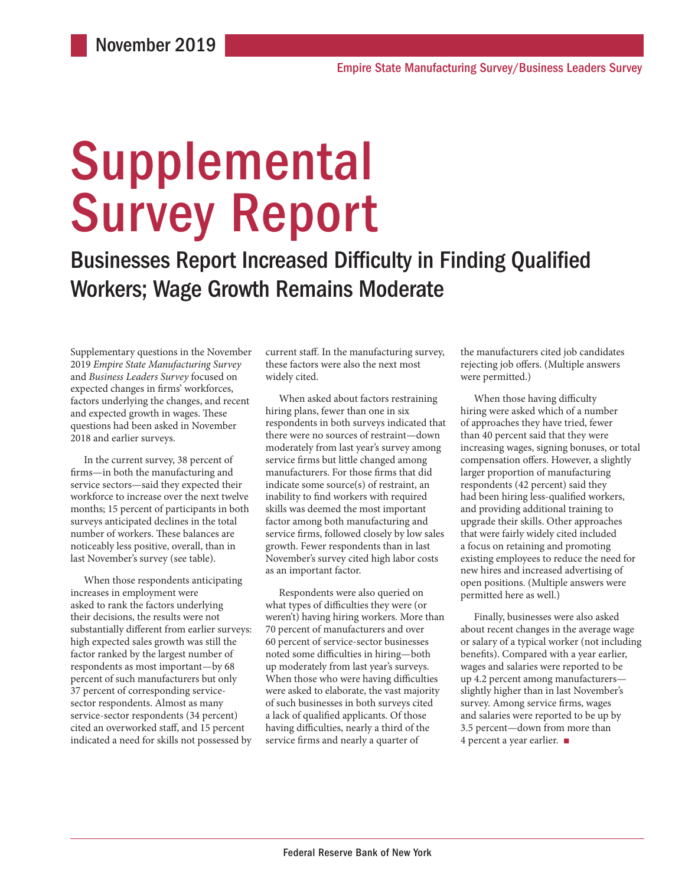November 2019

Empire State Manufacturing Survey/Business Leaders Survey

# Supplemental Survey Report

## Businesses Report Increased Difficulty in Finding Qualified Workers; Wage Growth Remains Moderate

Supplementary questions in the November 2019 *Empire State Manufacturing Survey* and *Business Leaders Survey* focused on expected changes in firms' workforces, factors underlying the changes, and recent and expected growth in wages. These questions had been asked in November 2018 and earlier surveys.

In the current survey, 38 percent of firms—in both the manufacturing and service sectors—said they expected their workforce to increase over the next twelve months; 15 percent of participants in both surveys anticipated declines in the total number of workers. These balances are noticeably less positive, overall, than in last November's survey (see table).

When those respondents anticipating increases in employment were asked to rank the factors underlying their decisions, the results were not substantially different from earlier surveys: high expected sales growth was still the factor ranked by the largest number of respondents as most important—by 68 percent of such manufacturers but only 37 percent of corresponding service-sector respondents. Almost as many service-sector respondents (34 percent) cited an overworked staff, and 15 percent indicated a need for skills not possessed by current staff. In the manufacturing survey, these factors were also the next most widely cited.

When asked about factors restraining hiring plans, fewer than one in six respondents in both surveys indicated that there were no sources of restraint—down moderately from last year's survey among service firms but little changed among manufacturers. For those firms that did indicate some source(s) of restraint, an inability to find workers with required skills was deemed the most important factor among both manufacturing and service firms, followed closely by low sales growth. Fewer respondents than in last November's survey cited high labor costs as an important factor.

Respondents were also queried on what types of difficulties they were (or weren't) having hiring workers. More than 70 percent of manufacturers and over 60 percent of service-sector businesses noted some difficulties in hiring—both up moderately from last year's surveys. When those who were having difficulties were asked to elaborate, the vast majority of such businesses in both surveys cited a lack of qualified applicants. Of those having difficulties, nearly a third of the service firms and nearly a quarter of the manufacturers cited job candidates rejecting job offers. (Multiple answers were permitted.)

When those having difficulty hiring were asked which of a number of approaches they have tried, fewer than 40 percent said that they were increasing wages, signing bonuses, or total compensation offers. However, a slightly larger proportion of manufacturing respondents (42 percent) said they had been hiring less-qualified workers, and providing additional training to upgrade their skills. Other approaches that were fairly widely cited included a focus on retaining and promoting existing employees to reduce the need for new hires and increased advertising of open positions. (Multiple answers were permitted here as well.)

Finally, businesses were also asked about recent changes in the average wage or salary of a typical worker (not including benefits). Compared with a year earlier, wages and salaries were reported to be up 4.2 percent among manufacturers—slightly higher than in last November's survey. Among service firms, wages and salaries were reported to be up by 3.5 percent—down from more than 4 percent a year earlier. ■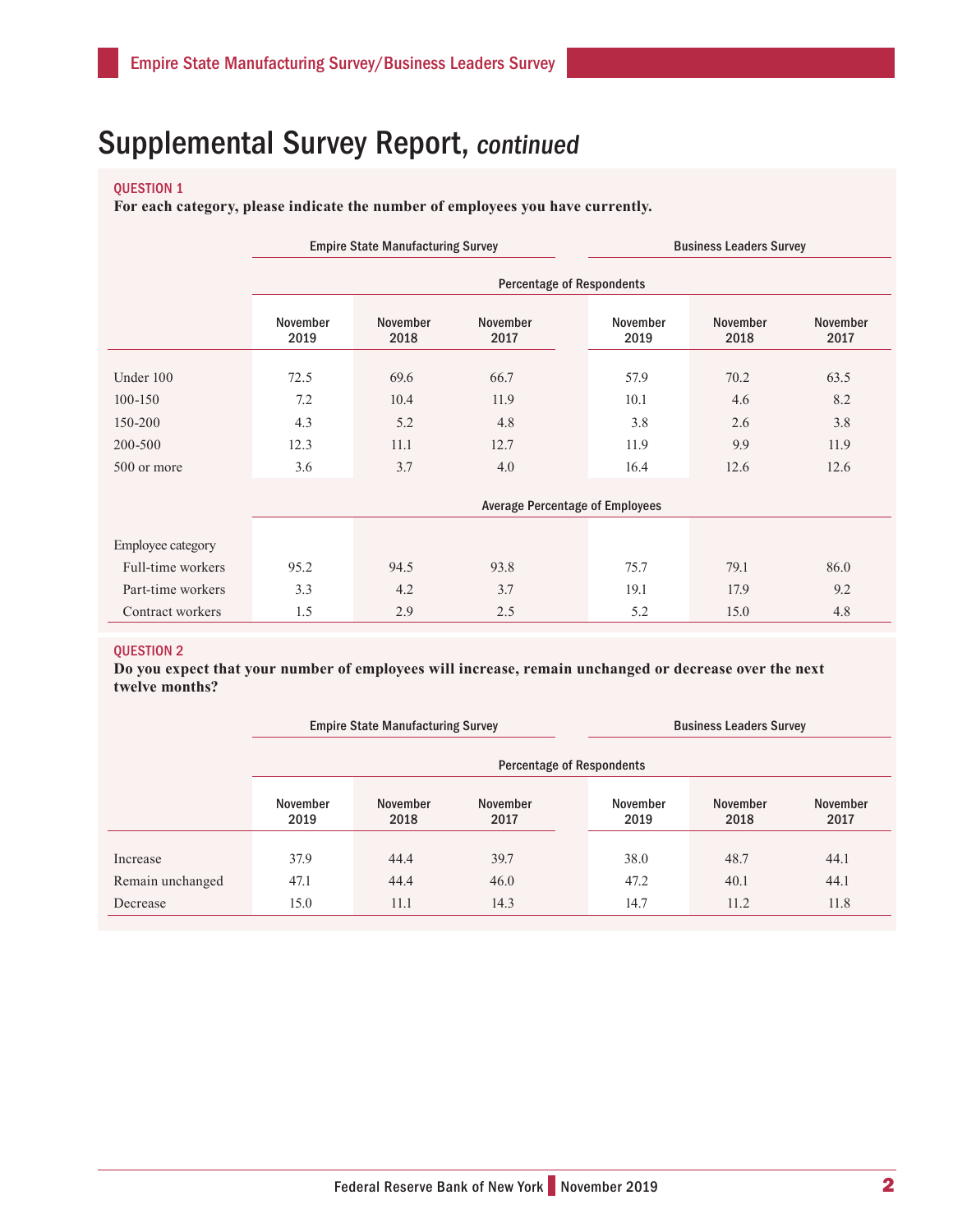# Supplemental Survey Report, *continued*

QUESTION 1

**For each category, please indicate the number of employees you have currently.**

| | Empire State Manufacturing Survey | | | Business Leaders Survey | | |
|---|---|---|---|---|---|---|
| | Percentage of Respondents | | | | | |
| | November 2019 | November 2018 | November 2017 | November 2019 | November 2018 | November 2017 |
| Under 100 | 72.5 | 69.6 | 66.7 | 57.9 | 70.2 | 63.5 |
| 100-150 | 7.2 | 10.4 | 11.9 | 10.1 | 4.6 | 8.2 |
| 150-200 | 4.3 | 5.2 | 4.8 | 3.8 | 2.6 | 3.8 |
| 200-500 | 12.3 | 11.1 | 12.7 | 11.9 | 9.9 | 11.9 |
| 500 or more | 3.6 | 3.7 | 4.0 | 16.4 | 12.6 | 12.6 |
| | Average Percentage of Employees | | | | | |
| Employee category | | | | | | |
| Full-time workers | 95.2 | 94.5 | 93.8 | 75.7 | 79.1 | 86.0 |
| Part-time workers | 3.3 | 4.2 | 3.7 | 19.1 | 17.9 | 9.2 |
| Contract workers | 1.5 | 2.9 | 2.5 | 5.2 | 15.0 | 4.8 |

QUESTION 2

**Do you expect that your number of employees will increase, remain unchanged or decrease over the next twelve months?**

| | Empire State Manufacturing Survey | | | Business Leaders Survey | | |
|---|---|---|---|---|---|---|
| | Percentage of Respondents | | | | | |
| | November 2019 | November 2018 | November 2017 | November 2019 | November 2018 | November 2017 |
| Increase | 37.9 | 44.4 | 39.7 | 38.0 | 48.7 | 44.1 |
| Remain unchanged | 47.1 | 44.4 | 46.0 | 47.2 | 40.1 | 44.1 |
| Decrease | 15.0 | 11.1 | 14.3 | 14.7 | 11.2 | 11.8 |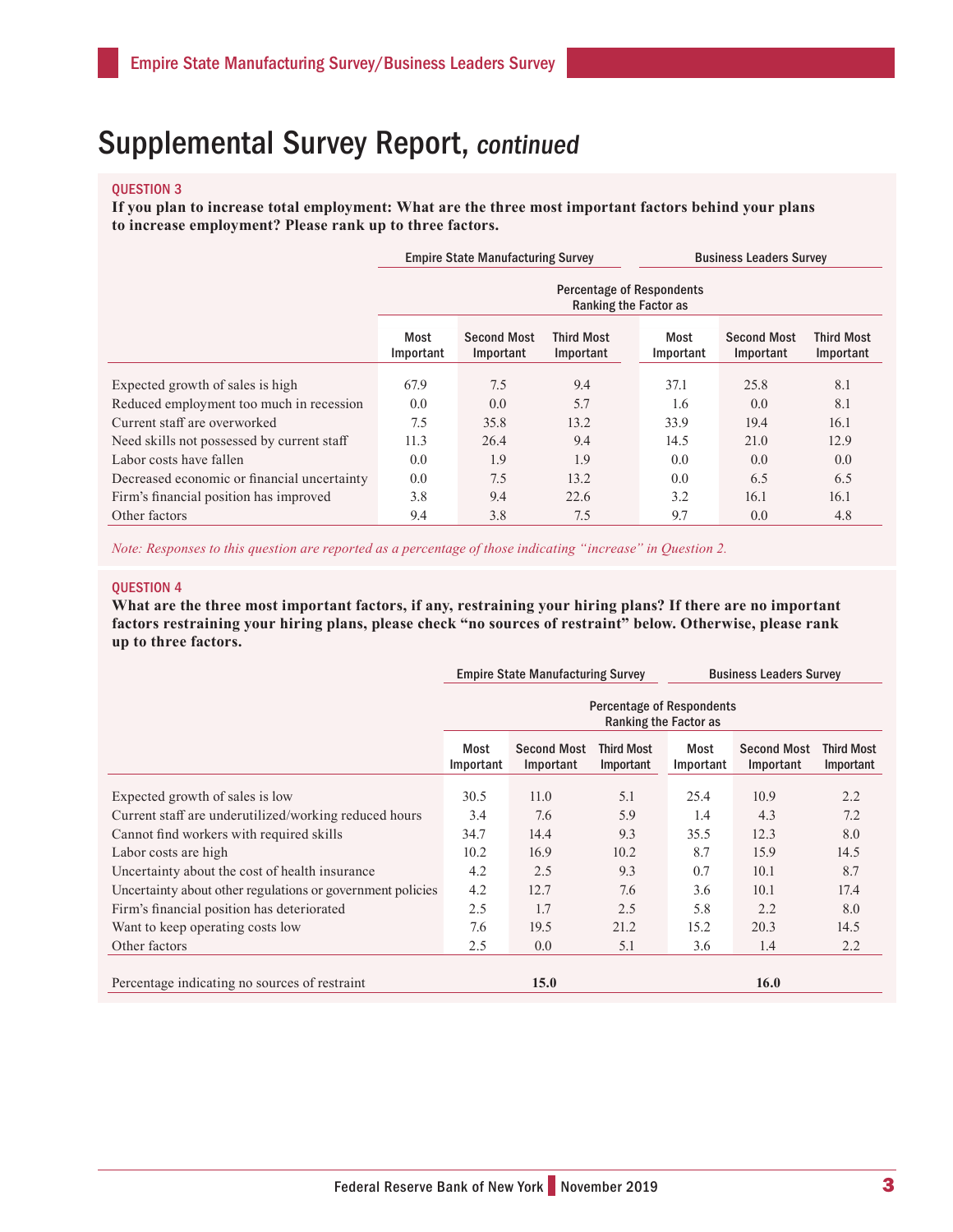# Supplemental Survey Report, *continued*

### QUESTION 3

**If you plan to increase total employment: What are the three most important factors behind your plans to increase employment? Please rank up to three factors.**

| | Empire State Manufacturing Survey | | | Business Leaders Survey | | |
|---|---|---|---|---|---|---|
| | Percentage of Respondents Ranking the Factor as | | | | | |
| | Most Important | Second Most Important | Third Most Important | Most Important | Second Most Important | Third Most Important |
| Expected growth of sales is high | 67.9 | 7.5 | 9.4 | 37.1 | 25.8 | 8.1 |
| Reduced employment too much in recession | 0.0 | 0.0 | 5.7 | 1.6 | 0.0 | 8.1 |
| Current staff are overworked | 7.5 | 35.8 | 13.2 | 33.9 | 19.4 | 16.1 |
| Need skills not possessed by current staff | 11.3 | 26.4 | 9.4 | 14.5 | 21.0 | 12.9 |
| Labor costs have fallen | 0.0 | 1.9 | 1.9 | 0.0 | 0.0 | 0.0 |
| Decreased economic or financial uncertainty | 0.0 | 7.5 | 13.2 | 0.0 | 6.5 | 6.5 |
| Firm's financial position has improved | 3.8 | 9.4 | 22.6 | 3.2 | 16.1 | 16.1 |
| Other factors | 9.4 | 3.8 | 7.5 | 9.7 | 0.0 | 4.8 |

*Note: Responses to this question are reported as a percentage of those indicating "increase" in Question 2.*

### QUESTION 4

**What are the three most important factors, if any, restraining your hiring plans? If there are no important factors restraining your hiring plans, please check "no sources of restraint" below. Otherwise, please rank up to three factors.**

| | Empire State Manufacturing Survey | | | Business Leaders Survey | | |
|---|---|---|---|---|---|---|
| | Percentage of Respondents Ranking the Factor as | | | | | |
| | Most Important | Second Most Important | Third Most Important | Most Important | Second Most Important | Third Most Important |
| Expected growth of sales is low | 30.5 | 11.0 | 5.1 | 25.4 | 10.9 | 2.2 |
| Current staff are underutilized/working reduced hours | 3.4 | 7.6 | 5.9 | 1.4 | 4.3 | 7.2 |
| Cannot find workers with required skills | 34.7 | 14.4 | 9.3 | 35.5 | 12.3 | 8.0 |
| Labor costs are high | 10.2 | 16.9 | 10.2 | 8.7 | 15.9 | 14.5 |
| Uncertainty about the cost of health insurance | 4.2 | 2.5 | 9.3 | 0.7 | 10.1 | 8.7 |
| Uncertainty about other regulations or government policies | 4.2 | 12.7 | 7.6 | 3.6 | 10.1 | 17.4 |
| Firm's financial position has deteriorated | 2.5 | 1.7 | 2.5 | 5.8 | 2.2 | 8.0 |
| Want to keep operating costs low | 7.6 | 19.5 | 21.2 | 15.2 | 20.3 | 14.5 |
| Other factors | 2.5 | 0.0 | 5.1 | 3.6 | 1.4 | 2.2 |
| Percentage indicating no sources of restraint | | **15.0** | | | **16.0** | |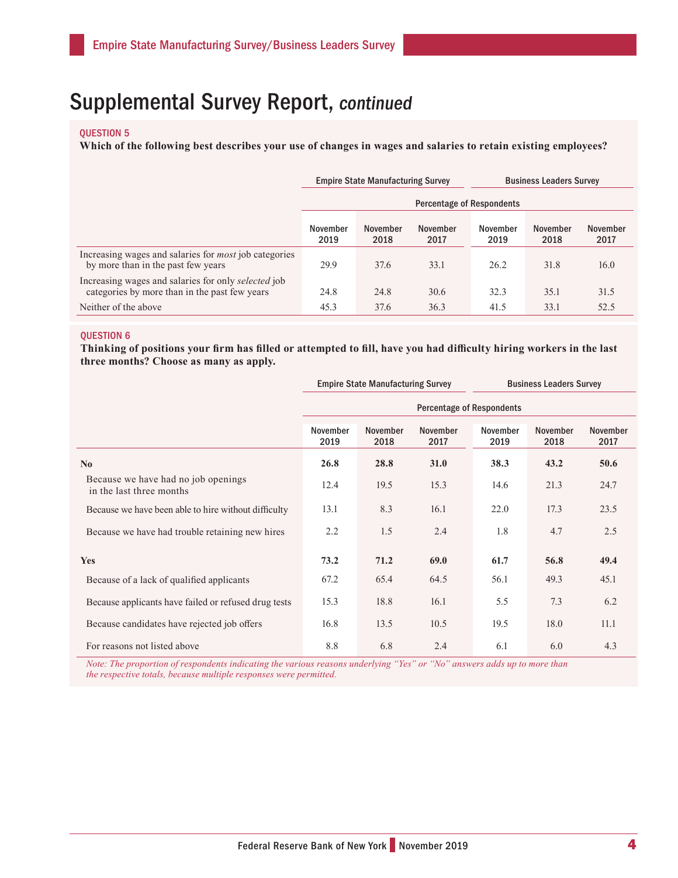# Supplemental Survey Report, *continued*

**QUESTION 5**

**Which of the following best describes your use of changes in wages and salaries to retain existing employees?**

| | Empire State Manufacturing Survey | | | Business Leaders Survey | | |
|---|---|---|---|---|---|---|
| | Percentage of Respondents | | | | | |
| | November 2019 | November 2018 | November 2017 | November 2019 | November 2018 | November 2017 |
| Increasing wages and salaries for *most* job categories by more than in the past few years | 29.9 | 37.6 | 33.1 | 26.2 | 31.8 | 16.0 |
| Increasing wages and salaries for only *selected* job categories by more than in the past few years | 24.8 | 24.8 | 30.6 | 32.3 | 35.1 | 31.5 |
| Neither of the above | 45.3 | 37.6 | 36.3 | 41.5 | 33.1 | 52.5 |

**QUESTION 6**

**Thinking of positions your firm has filled or attempted to fill, have you had difficulty hiring workers in the last three months? Choose as many as apply.**

| | Empire State Manufacturing Survey | | | Business Leaders Survey | | |
|---|---|---|---|---|---|---|
| | Percentage of Respondents | | | | | |
| | November 2019 | November 2018 | November 2017 | November 2019 | November 2018 | November 2017 |
| **No** | **26.8** | **28.8** | **31.0** | **38.3** | **43.2** | **50.6** |
| Because we have had no job openings in the last three months | 12.4 | 19.5 | 15.3 | 14.6 | 21.3 | 24.7 |
| Because we have been able to hire without difficulty | 13.1 | 8.3 | 16.1 | 22.0 | 17.3 | 23.5 |
| Because we have had trouble retaining new hires | 2.2 | 1.5 | 2.4 | 1.8 | 4.7 | 2.5 |
| **Yes** | **73.2** | **71.2** | **69.0** | **61.7** | **56.8** | **49.4** |
| Because of a lack of qualified applicants | 67.2 | 65.4 | 64.5 | 56.1 | 49.3 | 45.1 |
| Because applicants have failed or refused drug tests | 15.3 | 18.8 | 16.1 | 5.5 | 7.3 | 6.2 |
| Because candidates have rejected job offers | 16.8 | 13.5 | 10.5 | 19.5 | 18.0 | 11.1 |
| For reasons not listed above | 8.8 | 6.8 | 2.4 | 6.1 | 6.0 | 4.3 |

*Note: The proportion of respondents indicating the various reasons underlying "Yes" or "No" answers adds up to more than the respective totals, because multiple responses were permitted.*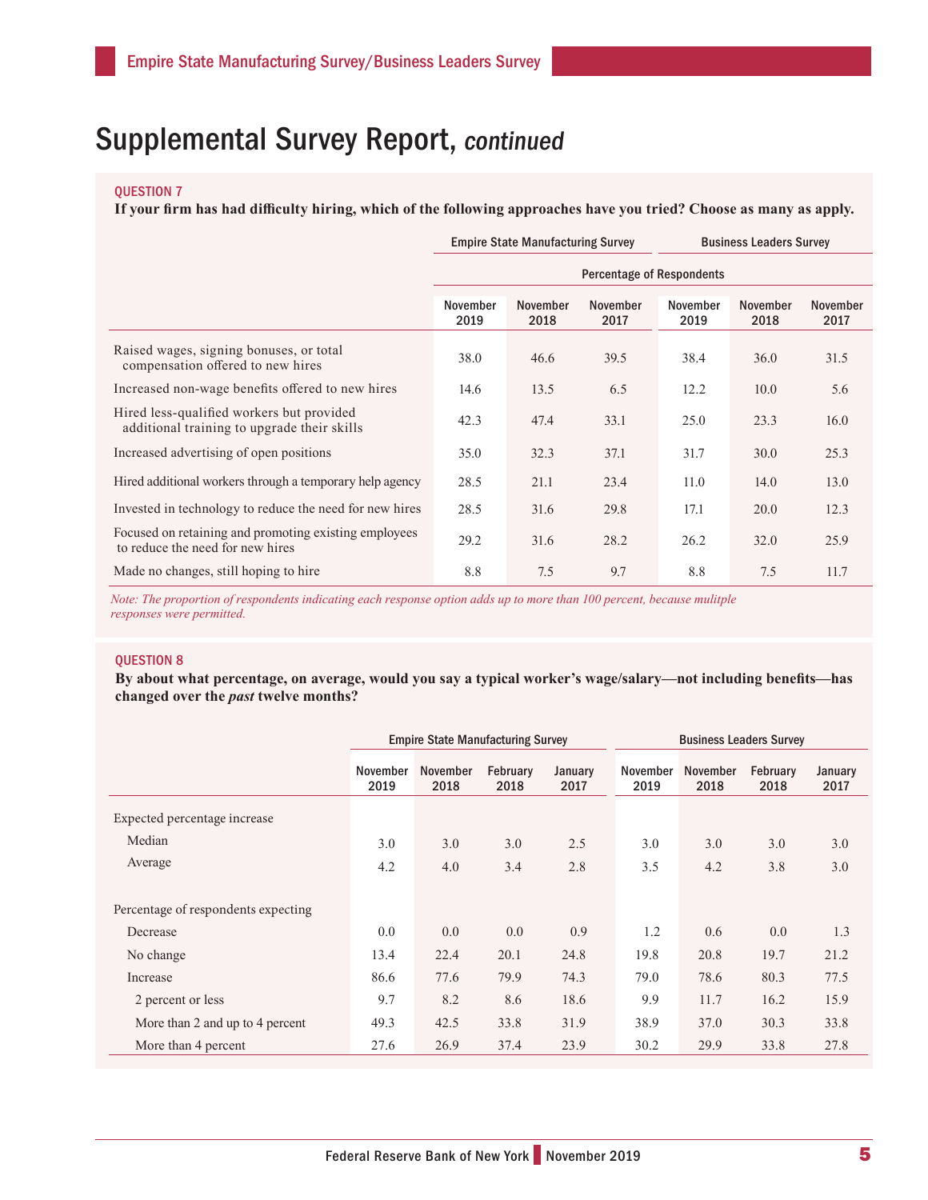# Supplemental Survey Report, *continued*

**QUESTION 7**

**If your firm has had difficulty hiring, which of the following approaches have you tried? Choose as many as apply.**

| | Empire State Manufacturing Survey | | | Business Leaders Survey | | |
|---|---|---|---|---|---|---|
| | Percentage of Respondents | | | | | |
| | November 2019 | November 2018 | November 2017 | November 2019 | November 2018 | November 2017 |
| Raised wages, signing bonuses, or total compensation offered to new hires | 38.0 | 46.6 | 39.5 | 38.4 | 36.0 | 31.5 |
| Increased non-wage benefits offered to new hires | 14.6 | 13.5 | 6.5 | 12.2 | 10.0 | 5.6 |
| Hired less-qualified workers but provided additional training to upgrade their skills | 42.3 | 47.4 | 33.1 | 25.0 | 23.3 | 16.0 |
| Increased advertising of open positions | 35.0 | 32.3 | 37.1 | 31.7 | 30.0 | 25.3 |
| Hired additional workers through a temporary help agency | 28.5 | 21.1 | 23.4 | 11.0 | 14.0 | 13.0 |
| Invested in technology to reduce the need for new hires | 28.5 | 31.6 | 29.8 | 17.1 | 20.0 | 12.3 |
| Focused on retaining and promoting existing employees to reduce the need for new hires | 29.2 | 31.6 | 28.2 | 26.2 | 32.0 | 25.9 |
| Made no changes, still hoping to hire | 8.8 | 7.5 | 9.7 | 8.8 | 7.5 | 11.7 |

*Note: The proportion of respondents indicating each response option adds up to more than 100 percent, because mulitple responses were permitted.*

**QUESTION 8**

**By about what percentage, on average, would you say a typical worker's wage/salary—not including benefits—has changed over the *past* twelve months?**

| | Empire State Manufacturing Survey | | | | Business Leaders Survey | | | |
|---|---|---|---|---|---|---|---|---|
| | November 2019 | November 2018 | February 2018 | January 2017 | November 2019 | November 2018 | February 2018 | January 2017 |
| Expected percentage increase | | | | | | | | |
| Median | 3.0 | 3.0 | 3.0 | 2.5 | 3.0 | 3.0 | 3.0 | 3.0 |
| Average | 4.2 | 4.0 | 3.4 | 2.8 | 3.5 | 4.2 | 3.8 | 3.0 |
| Percentage of respondents expecting | | | | | | | | |
| Decrease | 0.0 | 0.0 | 0.0 | 0.9 | 1.2 | 0.6 | 0.0 | 1.3 |
| No change | 13.4 | 22.4 | 20.1 | 24.8 | 19.8 | 20.8 | 19.7 | 21.2 |
| Increase | 86.6 | 77.6 | 79.9 | 74.3 | 79.0 | 78.6 | 80.3 | 77.5 |
| 2 percent or less | 9.7 | 8.2 | 8.6 | 18.6 | 9.9 | 11.7 | 16.2 | 15.9 |
| More than 2 and up to 4 percent | 49.3 | 42.5 | 33.8 | 31.9 | 38.9 | 37.0 | 30.3 | 33.8 |
| More than 4 percent | 27.6 | 26.9 | 37.4 | 23.9 | 30.2 | 29.9 | 33.8 | 27.8 |